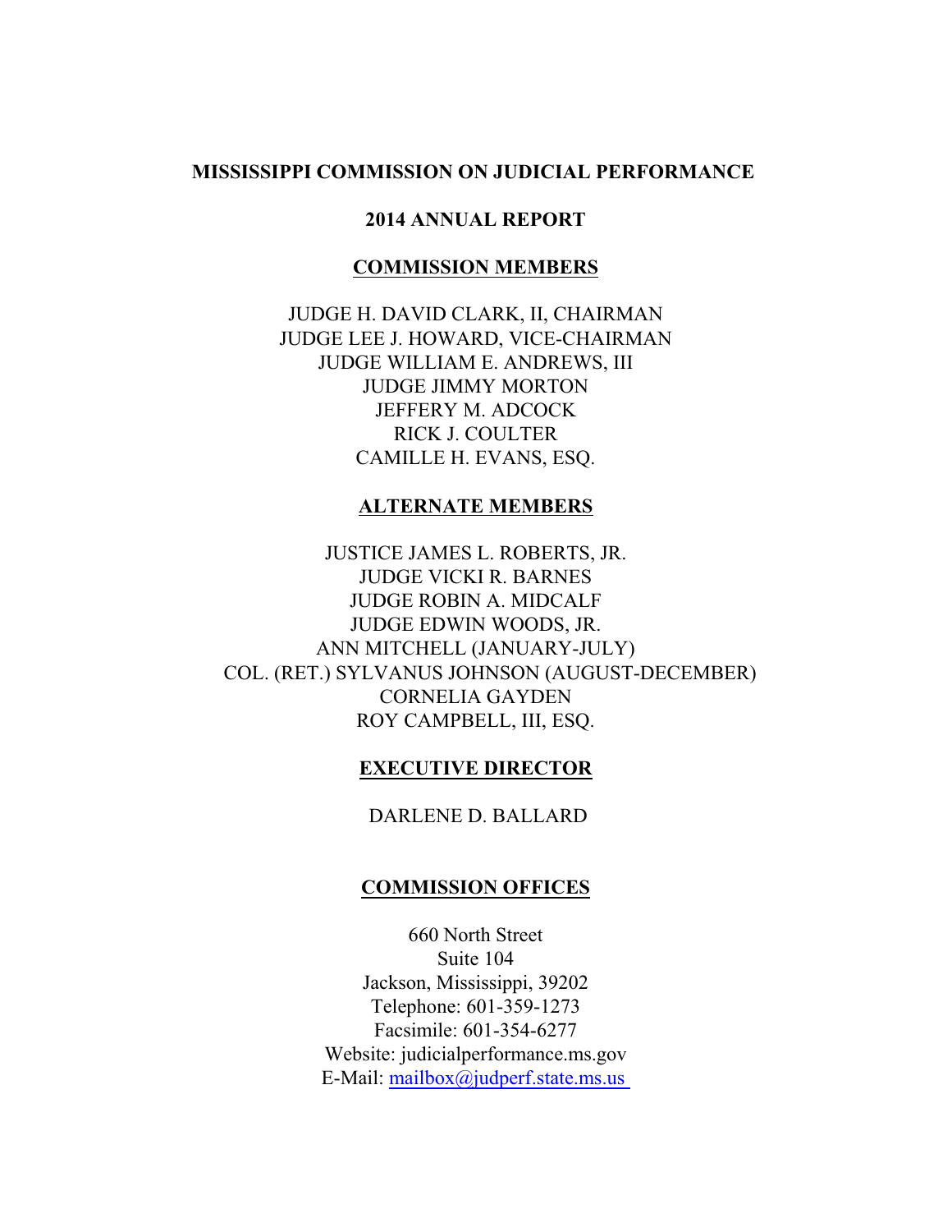# MISSISSIPPI COMMISSION ON JUDICIAL PERFORMANCE

## 2014 ANNUAL REPORT

### COMMISSION MEMBERS

JUDGE H. DAVID CLARK, II, CHAIRMAN
JUDGE LEE J. HOWARD, VICE-CHAIRMAN
JUDGE WILLIAM E. ANDREWS, III
JUDGE JIMMY MORTON
JEFFERY M. ADCOCK
RICK J. COULTER
CAMILLE H. EVANS, ESQ.

### ALTERNATE MEMBERS

JUSTICE JAMES L. ROBERTS, JR.
JUDGE VICKI R. BARNES
JUDGE ROBIN A. MIDCALF
JUDGE EDWIN WOODS, JR.
ANN MITCHELL (JANUARY-JULY)
COL. (RET.) SYLVANUS JOHNSON (AUGUST-DECEMBER)
CORNELIA GAYDEN
ROY CAMPBELL, III, ESQ.

### EXECUTIVE DIRECTOR

DARLENE D. BALLARD

### COMMISSION OFFICES

660 North Street
Suite 104
Jackson, Mississippi, 39202
Telephone: 601-359-1273
Facsimile: 601-354-6277
Website: judicialperformance.ms.gov
E-Mail: mailbox@judperf.state.ms.us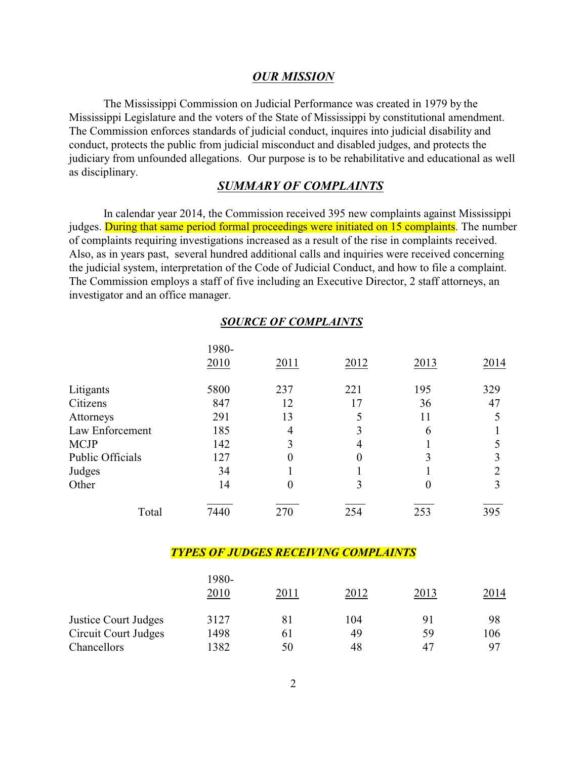## *OUR MISSION*

The Mississippi Commission on Judicial Performance was created in 1979 by the Mississippi Legislature and the voters of the State of Mississippi by constitutional amendment. The Commission enforces standards of judicial conduct, inquires into judicial disability and conduct, protects the public from judicial misconduct and disabled judges, and protects the judiciary from unfounded allegations. Our purpose is to be rehabilitative and educational as well as disciplinary.

## *SUMMARY OF COMPLAINTS*

In calendar year 2014, the Commission received 395 new complaints against Mississippi judges. During that same period formal proceedings were initiated on 15 complaints. The number of complaints requiring investigations increased as a result of the rise in complaints received. Also, as in years past, several hundred additional calls and inquiries were received concerning the judicial system, interpretation of the Code of Judicial Conduct, and how to file a complaint. The Commission employs a staff of five including an Executive Director, 2 staff attorneys, an investigator and an office manager.

## *SOURCE OF COMPLAINTS*

| | 1980-2010 | 2011 | 2012 | 2013 | 2014 |
|---|---|---|---|---|---|
| Litigants | 5800 | 237 | 221 | 195 | 329 |
| Citizens | 847 | 12 | 17 | 36 | 47 |
| Attorneys | 291 | 13 | 5 | 11 | 5 |
| Law Enforcement | 185 | 4 | 3 | 6 | 1 |
| MCJP | 142 | 3 | 4 | 1 | 5 |
| Public Officials | 127 | 0 | 0 | 3 | 3 |
| Judges | 34 | 1 | 1 | 1 | 2 |
| Other | 14 | 0 | 3 | 0 | 3 |
| Total | 7440 | 270 | 254 | 253 | 395 |

## *TYPES OF JUDGES RECEIVING COMPLAINTS*

| | 1980-2010 | 2011 | 2012 | 2013 | 2014 |
|---|---|---|---|---|---|
| Justice Court Judges | 3127 | 81 | 104 | 91 | 98 |
| Circuit Court Judges | 1498 | 61 | 49 | 59 | 106 |
| Chancellors | 1382 | 50 | 48 | 47 | 97 |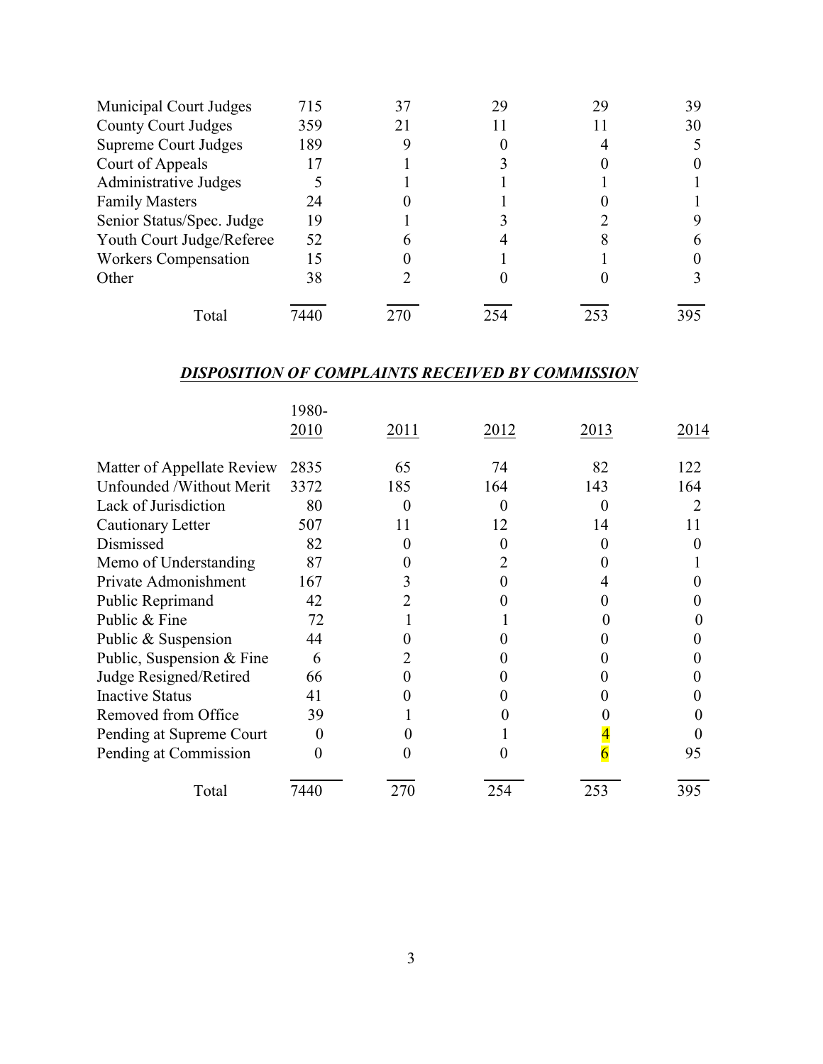| | | | | | |
|---|---|---|---|---|---|
| Municipal Court Judges | 715 | 37 | 29 | 29 | 39 |
| County Court Judges | 359 | 21 | 11 | 11 | 30 |
| Supreme Court Judges | 189 | 9 | 0 | 4 | 5 |
| Court of Appeals | 17 | 1 | 3 | 0 | 0 |
| Administrative Judges | 5 | 1 | 1 | 1 | 1 |
| Family Masters | 24 | 0 | 1 | 0 | 1 |
| Senior Status/Spec. Judge | 19 | 1 | 3 | 2 | 9 |
| Youth Court Judge/Referee | 52 | 6 | 4 | 8 | 6 |
| Workers Compensation | 15 | 0 | 1 | 1 | 0 |
| Other | 38 | 2 | 0 | 0 | 3 |
| Total | 7440 | 270 | 254 | 253 | 395 |

## ***DISPOSITION OF COMPLAINTS RECEIVED BY COMMISSION***

| | 1980-2010 | 2011 | 2012 | 2013 | 2014 |
|---|---|---|---|---|---|
| Matter of Appellate Review | 2835 | 65 | 74 | 82 | 122 |
| Unfounded /Without Merit | 3372 | 185 | 164 | 143 | 164 |
| Lack of Jurisdiction | 80 | 0 | 0 | 0 | 2 |
| Cautionary Letter | 507 | 11 | 12 | 14 | 11 |
| Dismissed | 82 | 0 | 0 | 0 | 0 |
| Memo of Understanding | 87 | 0 | 2 | 0 | 1 |
| Private Admonishment | 167 | 3 | 0 | 4 | 0 |
| Public Reprimand | 42 | 2 | 0 | 0 | 0 |
| Public & Fine | 72 | 1 | 1 | 0 | 0 |
| Public & Suspension | 44 | 0 | 0 | 0 | 0 |
| Public, Suspension & Fine | 6 | 2 | 0 | 0 | 0 |
| Judge Resigned/Retired | 66 | 0 | 0 | 0 | 0 |
| Inactive Status | 41 | 0 | 0 | 0 | 0 |
| Removed from Office | 39 | 1 | 0 | 0 | 0 |
| Pending at Supreme Court | 0 | 0 | 1 | 4 | 0 |
| Pending at Commission | 0 | 0 | 0 | 6 | 95 |
| Total | 7440 | 270 | 254 | 253 | 395 |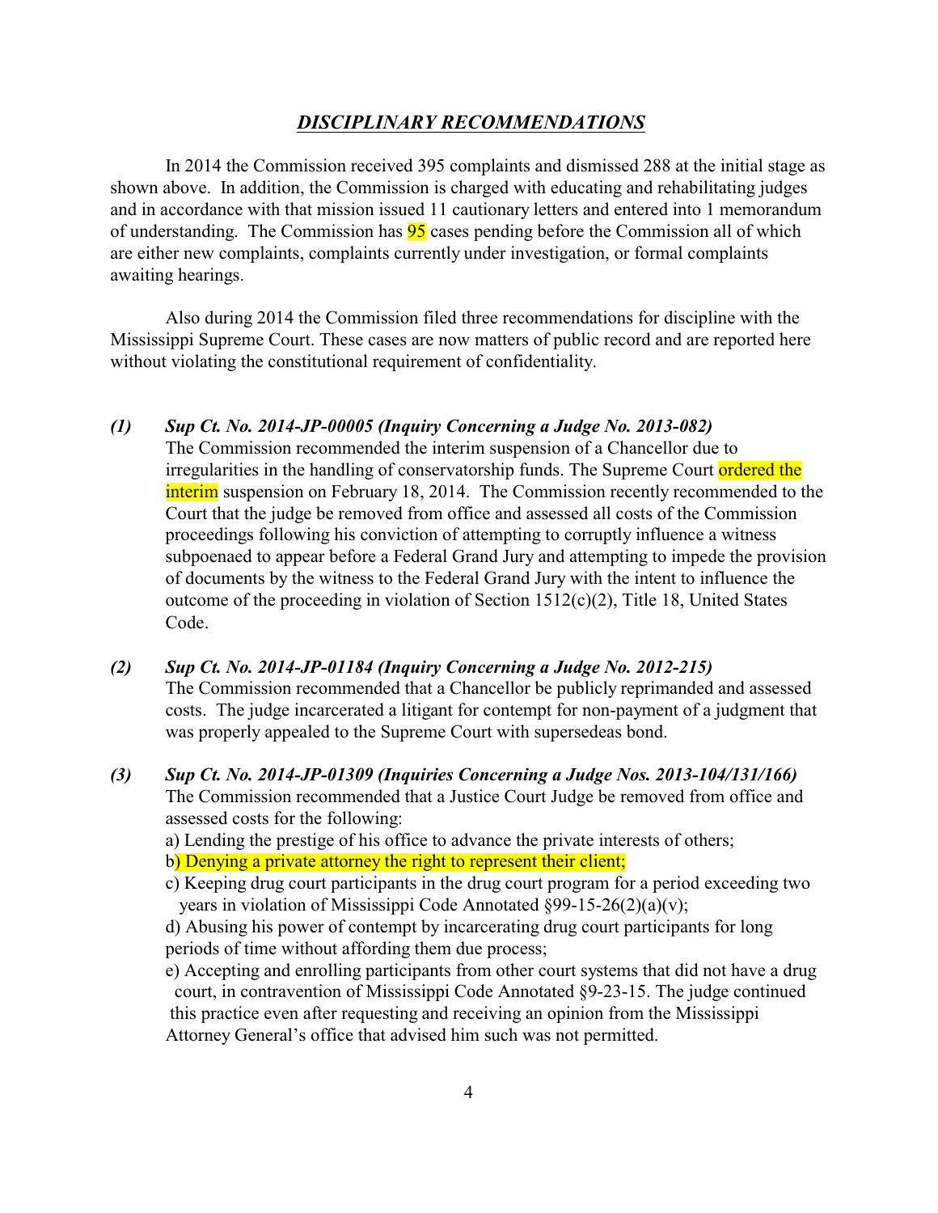## ***DISCIPLINARY RECOMMENDATIONS***

In 2014 the Commission received 395 complaints and dismissed 288 at the initial stage as shown above. In addition, the Commission is charged with educating and rehabilitating judges and in accordance with that mission issued 11 cautionary letters and entered into 1 memorandum of understanding. The Commission has 95 cases pending before the Commission all of which are either new complaints, complaints currently under investigation, or formal complaints awaiting hearings.

Also during 2014 the Commission filed three recommendations for discipline with the Mississippi Supreme Court. These cases are now matters of public record and are reported here without violating the constitutional requirement of confidentiality.

***(1) Sup Ct. No. 2014-JP-00005 (Inquiry Concerning a Judge No. 2013-082)***

The Commission recommended the interim suspension of a Chancellor due to irregularities in the handling of conservatorship funds. The Supreme Court ordered the interim suspension on February 18, 2014. The Commission recently recommended to the Court that the judge be removed from office and assessed all costs of the Commission proceedings following his conviction of attempting to corruptly influence a witness subpoenaed to appear before a Federal Grand Jury and attempting to impede the provision of documents by the witness to the Federal Grand Jury with the intent to influence the outcome of the proceeding in violation of Section 1512(c)(2), Title 18, United States Code.

***(2) Sup Ct. No. 2014-JP-01184 (Inquiry Concerning a Judge No. 2012-215)***

The Commission recommended that a Chancellor be publicly reprimanded and assessed costs. The judge incarcerated a litigant for contempt for non-payment of a judgment that was properly appealed to the Supreme Court with supersedeas bond.

***(3) Sup Ct. No. 2014-JP-01309 (Inquiries Concerning a Judge Nos. 2013-104/131/166)***

The Commission recommended that a Justice Court Judge be removed from office and assessed costs for the following:

a) Lending the prestige of his office to advance the private interests of others;

b) Denying a private attorney the right to represent their client;

c) Keeping drug court participants in the drug court program for a period exceeding two years in violation of Mississippi Code Annotated §99-15-26(2)(a)(v);

d) Abusing his power of contempt by incarcerating drug court participants for long periods of time without affording them due process;

e) Accepting and enrolling participants from other court systems that did not have a drug court, in contravention of Mississippi Code Annotated §9-23-15. The judge continued this practice even after requesting and receiving an opinion from the Mississippi Attorney General's office that advised him such was not permitted.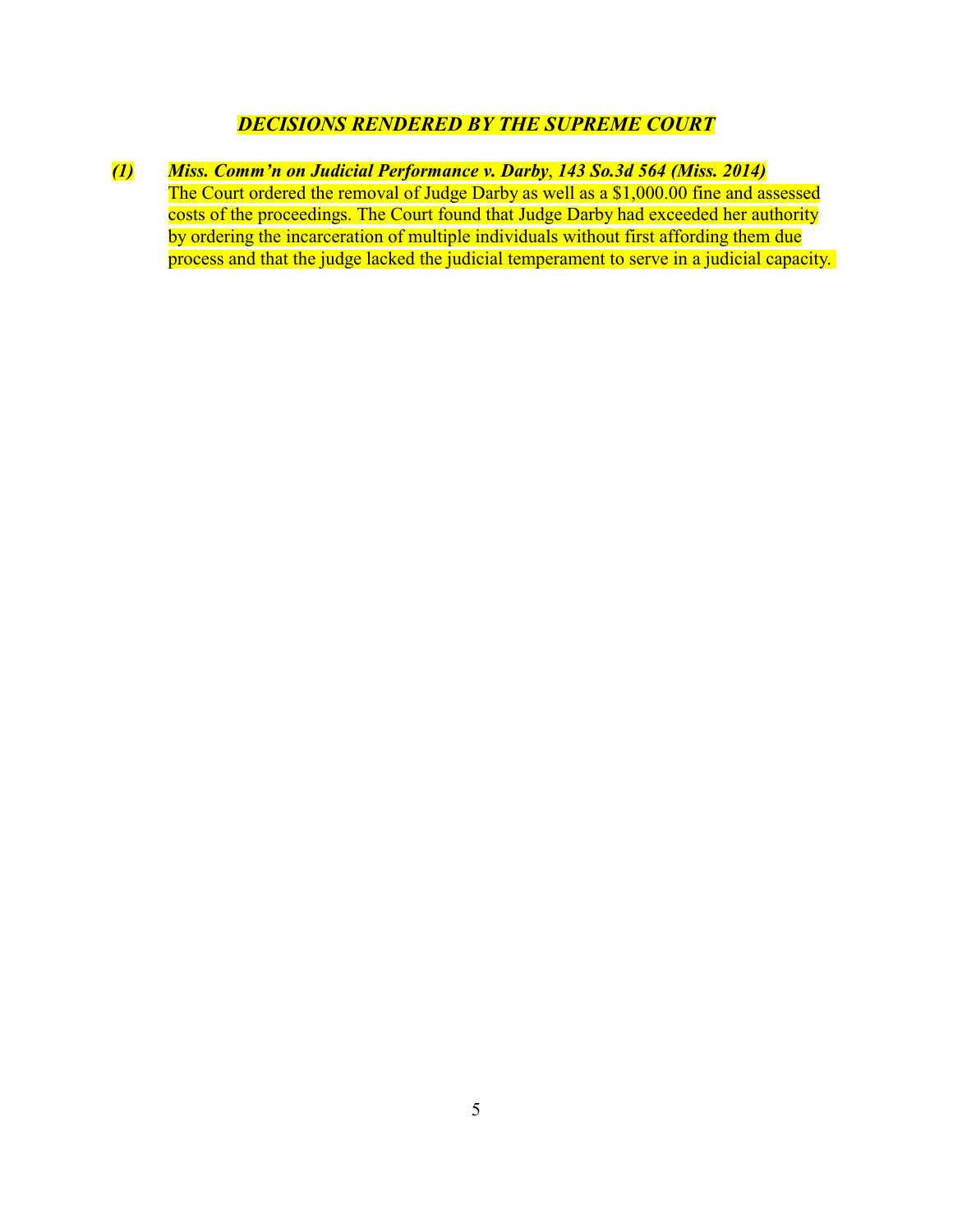## *DECISIONS RENDERED BY THE SUPREME COURT*

***(1)*** ***Miss. Comm'n on Judicial Performance v. Darby, 143 So.3d 564 (Miss. 2014)***

The Court ordered the removal of Judge Darby as well as a $1,000.00 fine and assessed costs of the proceedings. The Court found that Judge Darby had exceeded her authority by ordering the incarceration of multiple individuals without first affording them due process and that the judge lacked the judicial temperament to serve in a judicial capacity.